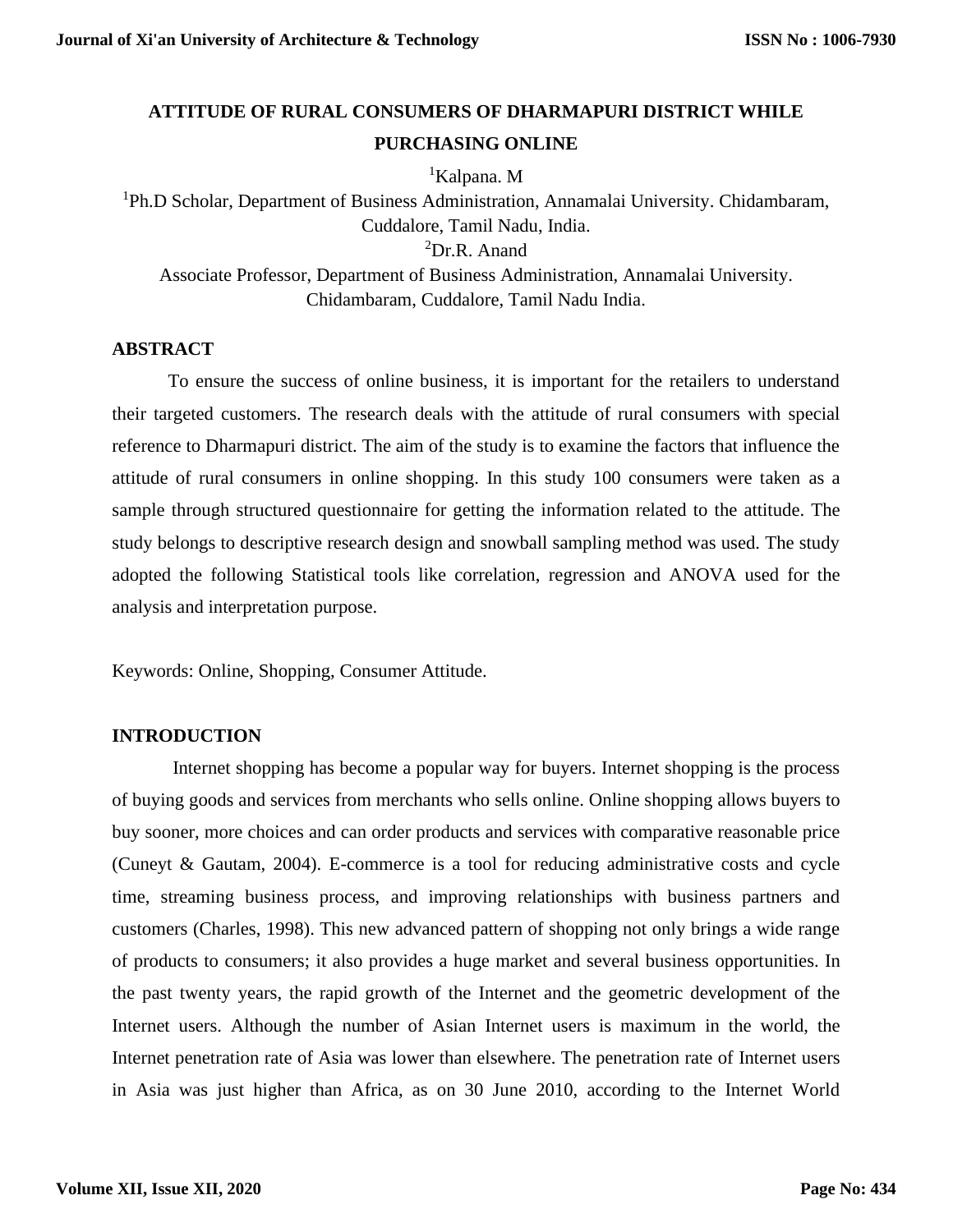# ATTITUDE OF RURAL CONSUMERS OF DHARMAPURI DISTRICT WHILE PURCHASING ONLINE

[1]Kalpana. M

[1]Ph.D Scholar, Department of Business Administration, Annamalai University. Chidambaram, Cuddalore, Tamil Nadu, India.

[2]Dr.R. Anand

Associate Professor, Department of Business Administration, Annamalai University. Chidambaram, Cuddalore, Tamil Nadu India.

## ABSTRACT

To ensure the success of online business, it is important for the retailers to understand their targeted customers. The research deals with the attitude of rural consumers with special reference to Dharmapuri district. The aim of the study is to examine the factors that influence the attitude of rural consumers in online shopping. In this study 100 consumers were taken as a sample through structured questionnaire for getting the information related to the attitude. The study belongs to descriptive research design and snowball sampling method was used. The study adopted the following Statistical tools like correlation, regression and ANOVA used for the analysis and interpretation purpose.

Keywords: Online, Shopping, Consumer Attitude.

## INTRODUCTION

Internet shopping has become a popular way for buyers. Internet shopping is the process of buying goods and services from merchants who sells online. Online shopping allows buyers to buy sooner, more choices and can order products and services with comparative reasonable price (Cuneyt & Gautam, 2004). E-commerce is a tool for reducing administrative costs and cycle time, streaming business process, and improving relationships with business partners and customers (Charles, 1998). This new advanced pattern of shopping not only brings a wide range of products to consumers; it also provides a huge market and several business opportunities. In the past twenty years, the rapid growth of the Internet and the geometric development of the Internet users. Although the number of Asian Internet users is maximum in the world, the Internet penetration rate of Asia was lower than elsewhere. The penetration rate of Internet users in Asia was just higher than Africa, as on 30 June 2010, according to the Internet World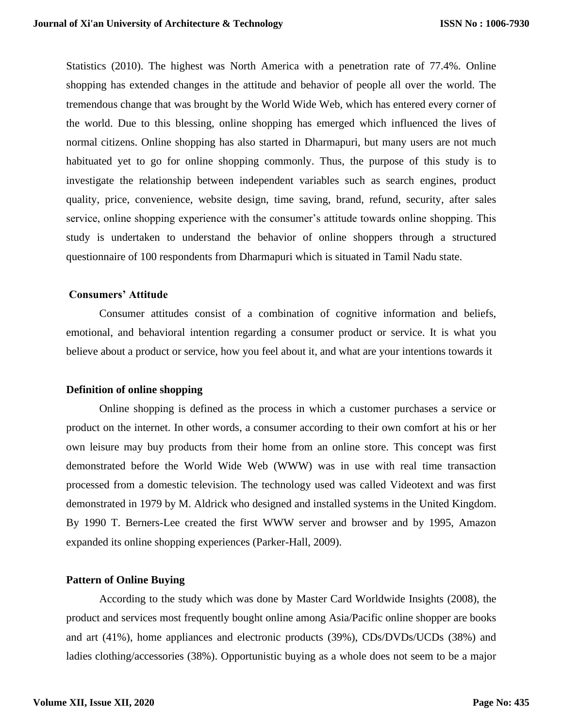Statistics (2010). The highest was North America with a penetration rate of 77.4%. Online shopping has extended changes in the attitude and behavior of people all over the world. The tremendous change that was brought by the World Wide Web, which has entered every corner of the world. Due to this blessing, online shopping has emerged which influenced the lives of normal citizens. Online shopping has also started in Dharmapuri, but many users are not much habituated yet to go for online shopping commonly. Thus, the purpose of this study is to investigate the relationship between independent variables such as search engines, product quality, price, convenience, website design, time saving, brand, refund, security, after sales service, online shopping experience with the consumer's attitude towards online shopping. This study is undertaken to understand the behavior of online shoppers through a structured questionnaire of 100 respondents from Dharmapuri which is situated in Tamil Nadu state.

### Consumers' Attitude

Consumer attitudes consist of a combination of cognitive information and beliefs, emotional, and behavioral intention regarding a consumer product or service. It is what you believe about a product or service, how you feel about it, and what are your intentions towards it

### Definition of online shopping

Online shopping is defined as the process in which a customer purchases a service or product on the internet. In other words, a consumer according to their own comfort at his or her own leisure may buy products from their home from an online store. This concept was first demonstrated before the World Wide Web (WWW) was in use with real time transaction processed from a domestic television. The technology used was called Videotext and was first demonstrated in 1979 by M. Aldrick who designed and installed systems in the United Kingdom. By 1990 T. Berners-Lee created the first WWW server and browser and by 1995, Amazon expanded its online shopping experiences (Parker-Hall, 2009).

### Pattern of Online Buying

According to the study which was done by Master Card Worldwide Insights (2008), the product and services most frequently bought online among Asia/Pacific online shopper are books and art (41%), home appliances and electronic products (39%), CDs/DVDs/UCDs (38%) and ladies clothing/accessories (38%). Opportunistic buying as a whole does not seem to be a major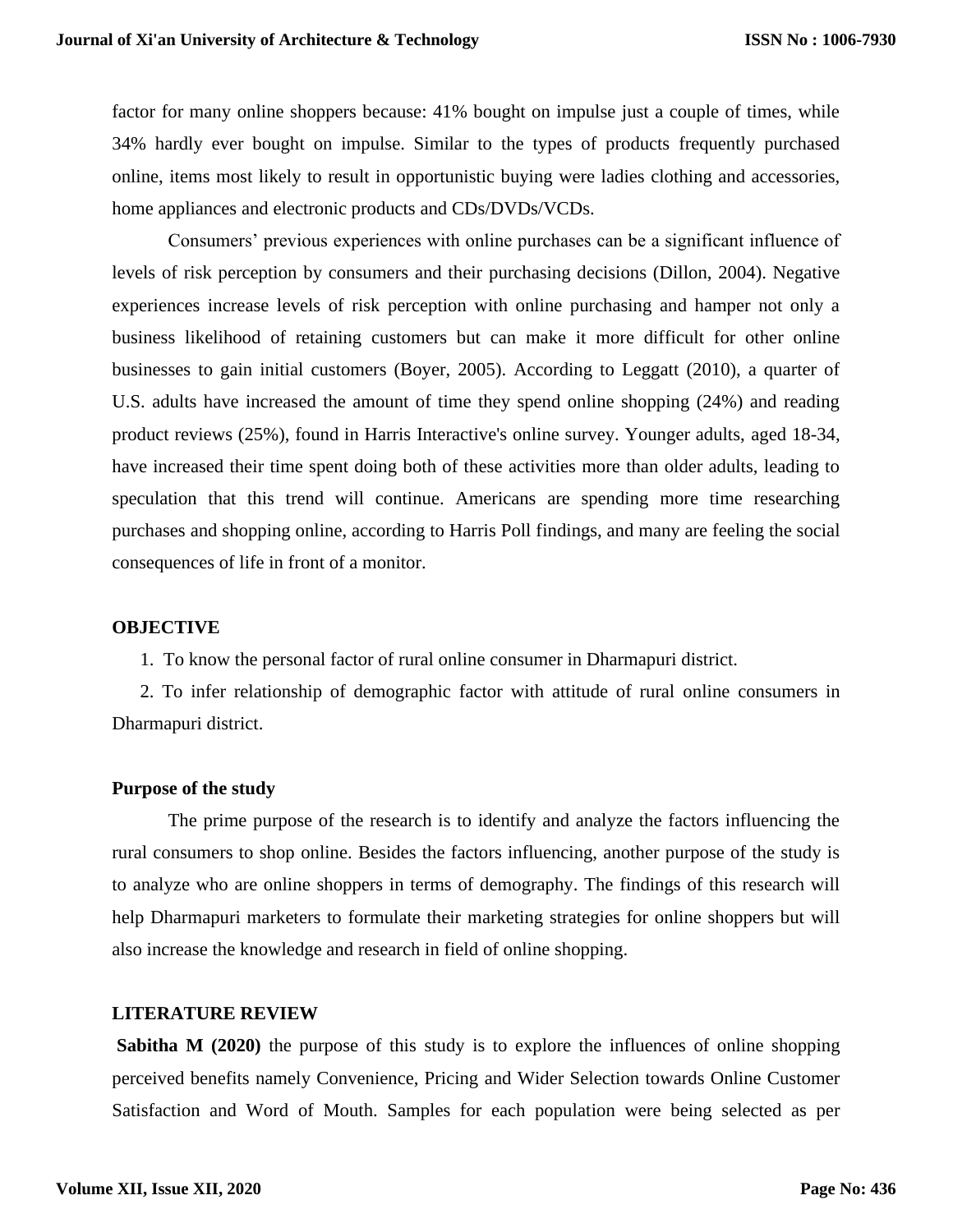factor for many online shoppers because: 41% bought on impulse just a couple of times, while 34% hardly ever bought on impulse. Similar to the types of products frequently purchased online, items most likely to result in opportunistic buying were ladies clothing and accessories, home appliances and electronic products and CDs/DVDs/VCDs.

Consumers' previous experiences with online purchases can be a significant influence of levels of risk perception by consumers and their purchasing decisions (Dillon, 2004). Negative experiences increase levels of risk perception with online purchasing and hamper not only a business likelihood of retaining customers but can make it more difficult for other online businesses to gain initial customers (Boyer, 2005). According to Leggatt (2010), a quarter of U.S. adults have increased the amount of time they spend online shopping (24%) and reading product reviews (25%), found in Harris Interactive's online survey. Younger adults, aged 18-34, have increased their time spent doing both of these activities more than older adults, leading to speculation that this trend will continue. Americans are spending more time researching purchases and shopping online, according to Harris Poll findings, and many are feeling the social consequences of life in front of a monitor.

## OBJECTIVE

1. To know the personal factor of rural online consumer in Dharmapuri district.
2. To infer relationship of demographic factor with attitude of rural online consumers in Dharmapuri district.

## Purpose of the study

The prime purpose of the research is to identify and analyze the factors influencing the rural consumers to shop online. Besides the factors influencing, another purpose of the study is to analyze who are online shoppers in terms of demography. The findings of this research will help Dharmapuri marketers to formulate their marketing strategies for online shoppers but will also increase the knowledge and research in field of online shopping.

## LITERATURE REVIEW

**Sabitha M (2020)** the purpose of this study is to explore the influences of online shopping perceived benefits namely Convenience, Pricing and Wider Selection towards Online Customer Satisfaction and Word of Mouth. Samples for each population were being selected as per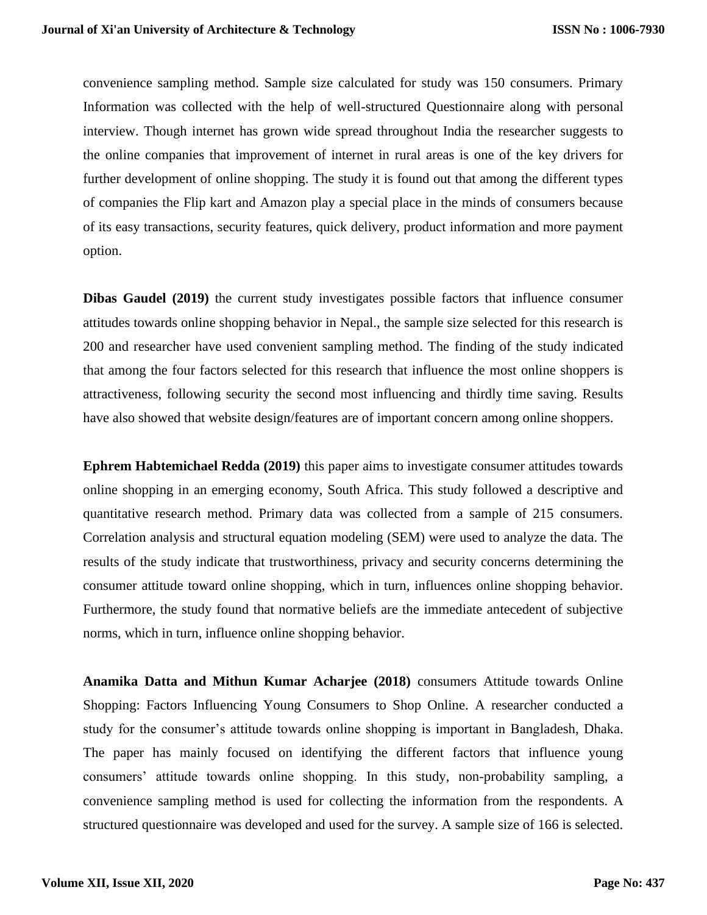convenience sampling method. Sample size calculated for study was 150 consumers. Primary Information was collected with the help of well-structured Questionnaire along with personal interview. Though internet has grown wide spread throughout India the researcher suggests to the online companies that improvement of internet in rural areas is one of the key drivers for further development of online shopping. The study it is found out that among the different types of companies the Flip kart and Amazon play a special place in the minds of consumers because of its easy transactions, security features, quick delivery, product information and more payment option.

**Dibas Gaudel (2019)** the current study investigates possible factors that influence consumer attitudes towards online shopping behavior in Nepal., the sample size selected for this research is 200 and researcher have used convenient sampling method. The finding of the study indicated that among the four factors selected for this research that influence the most online shoppers is attractiveness, following security the second most influencing and thirdly time saving. Results have also showed that website design/features are of important concern among online shoppers.

**Ephrem Habtemichael Redda (2019)** this paper aims to investigate consumer attitudes towards online shopping in an emerging economy, South Africa. This study followed a descriptive and quantitative research method. Primary data was collected from a sample of 215 consumers. Correlation analysis and structural equation modeling (SEM) were used to analyze the data. The results of the study indicate that trustworthiness, privacy and security concerns determining the consumer attitude toward online shopping, which in turn, influences online shopping behavior. Furthermore, the study found that normative beliefs are the immediate antecedent of subjective norms, which in turn, influence online shopping behavior.

**Anamika Datta and Mithun Kumar Acharjee (2018)** consumers Attitude towards Online Shopping: Factors Influencing Young Consumers to Shop Online. A researcher conducted a study for the consumer's attitude towards online shopping is important in Bangladesh, Dhaka. The paper has mainly focused on identifying the different factors that influence young consumers' attitude towards online shopping. In this study, non-probability sampling, a convenience sampling method is used for collecting the information from the respondents. A structured questionnaire was developed and used for the survey. A sample size of 166 is selected.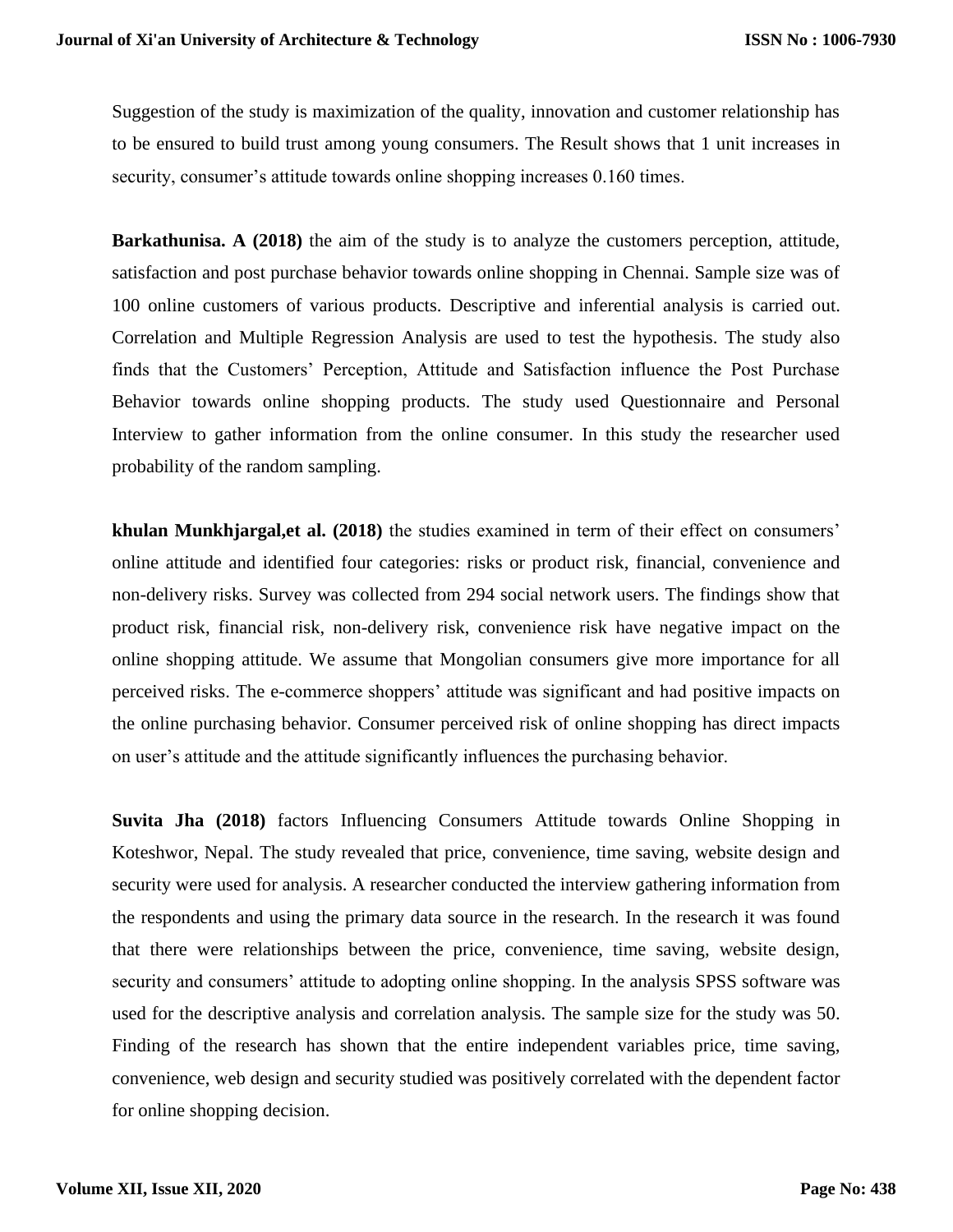Suggestion of the study is maximization of the quality, innovation and customer relationship has to be ensured to build trust among young consumers. The Result shows that 1 unit increases in security, consumer's attitude towards online shopping increases 0.160 times.

**Barkathunisa. A (2018)** the aim of the study is to analyze the customers perception, attitude, satisfaction and post purchase behavior towards online shopping in Chennai. Sample size was of 100 online customers of various products. Descriptive and inferential analysis is carried out. Correlation and Multiple Regression Analysis are used to test the hypothesis. The study also finds that the Customers' Perception, Attitude and Satisfaction influence the Post Purchase Behavior towards online shopping products. The study used Questionnaire and Personal Interview to gather information from the online consumer. In this study the researcher used probability of the random sampling.

**khulan Munkhjargal,et al. (2018)** the studies examined in term of their effect on consumers' online attitude and identified four categories: risks or product risk, financial, convenience and non-delivery risks. Survey was collected from 294 social network users. The findings show that product risk, financial risk, non-delivery risk, convenience risk have negative impact on the online shopping attitude. We assume that Mongolian consumers give more importance for all perceived risks. The e-commerce shoppers' attitude was significant and had positive impacts on the online purchasing behavior. Consumer perceived risk of online shopping has direct impacts on user's attitude and the attitude significantly influences the purchasing behavior.

**Suvita Jha (2018)** factors Influencing Consumers Attitude towards Online Shopping in Koteshwor, Nepal. The study revealed that price, convenience, time saving, website design and security were used for analysis. A researcher conducted the interview gathering information from the respondents and using the primary data source in the research. In the research it was found that there were relationships between the price, convenience, time saving, website design, security and consumers' attitude to adopting online shopping. In the analysis SPSS software was used for the descriptive analysis and correlation analysis. The sample size for the study was 50. Finding of the research has shown that the entire independent variables price, time saving, convenience, web design and security studied was positively correlated with the dependent factor for online shopping decision.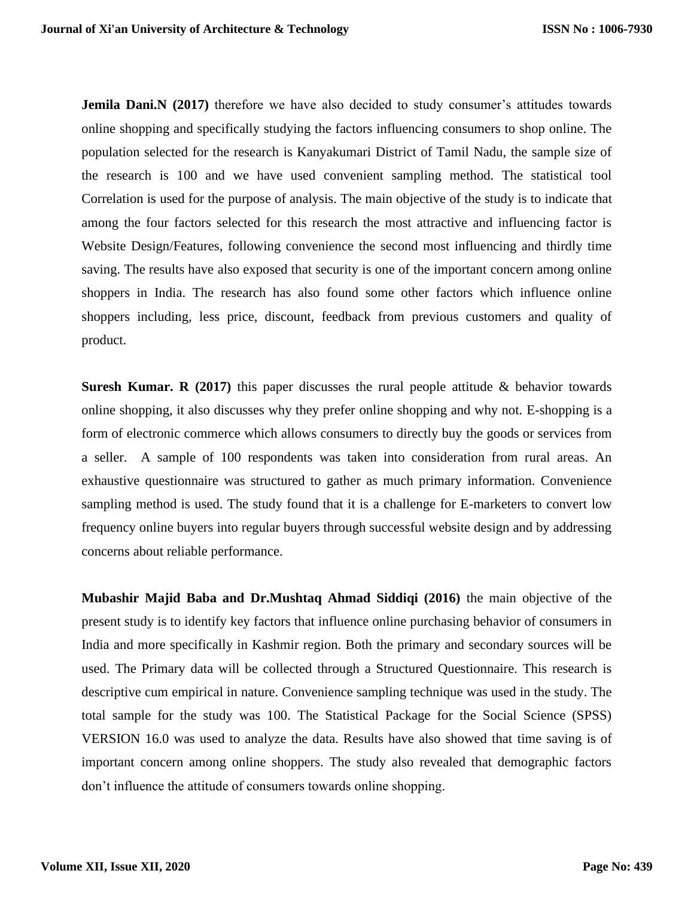**Jemila Dani.N (2017)** therefore we have also decided to study consumer's attitudes towards online shopping and specifically studying the factors influencing consumers to shop online. The population selected for the research is Kanyakumari District of Tamil Nadu, the sample size of the research is 100 and we have used convenient sampling method. The statistical tool Correlation is used for the purpose of analysis. The main objective of the study is to indicate that among the four factors selected for this research the most attractive and influencing factor is Website Design/Features, following convenience the second most influencing and thirdly time saving. The results have also exposed that security is one of the important concern among online shoppers in India. The research has also found some other factors which influence online shoppers including, less price, discount, feedback from previous customers and quality of product.

**Suresh Kumar. R (2017)** this paper discusses the rural people attitude & behavior towards online shopping, it also discusses why they prefer online shopping and why not. E-shopping is a form of electronic commerce which allows consumers to directly buy the goods or services from a seller. A sample of 100 respondents was taken into consideration from rural areas. An exhaustive questionnaire was structured to gather as much primary information. Convenience sampling method is used. The study found that it is a challenge for E-marketers to convert low frequency online buyers into regular buyers through successful website design and by addressing concerns about reliable performance.

**Mubashir Majid Baba and Dr.Mushtaq Ahmad Siddiqi (2016)** the main objective of the present study is to identify key factors that influence online purchasing behavior of consumers in India and more specifically in Kashmir region. Both the primary and secondary sources will be used. The Primary data will be collected through a Structured Questionnaire. This research is descriptive cum empirical in nature. Convenience sampling technique was used in the study. The total sample for the study was 100. The Statistical Package for the Social Science (SPSS) VERSION 16.0 was used to analyze the data. Results have also showed that time saving is of important concern among online shoppers. The study also revealed that demographic factors don't influence the attitude of consumers towards online shopping.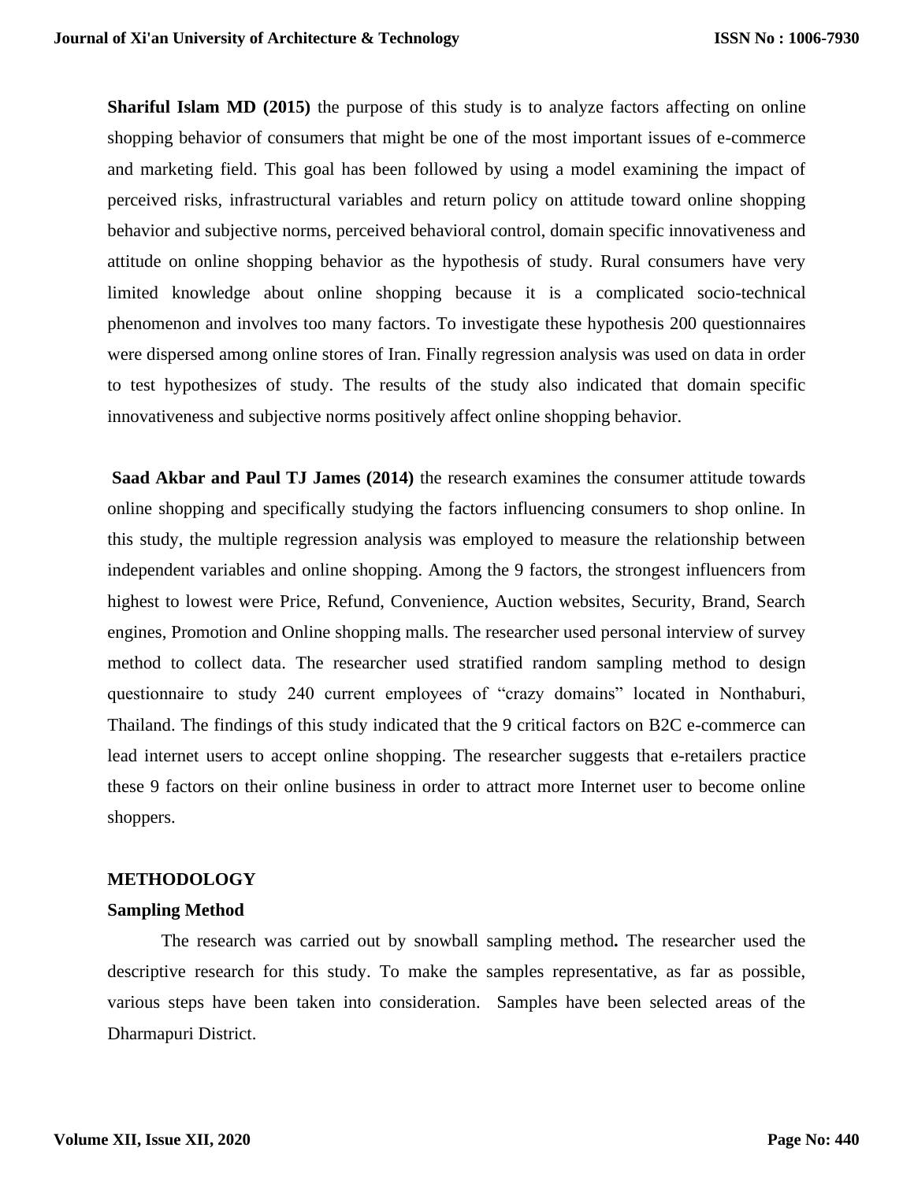**Shariful Islam MD (2015)** the purpose of this study is to analyze factors affecting on online shopping behavior of consumers that might be one of the most important issues of e-commerce and marketing field. This goal has been followed by using a model examining the impact of perceived risks, infrastructural variables and return policy on attitude toward online shopping behavior and subjective norms, perceived behavioral control, domain specific innovativeness and attitude on online shopping behavior as the hypothesis of study. Rural consumers have very limited knowledge about online shopping because it is a complicated socio-technical phenomenon and involves too many factors. To investigate these hypothesis 200 questionnaires were dispersed among online stores of Iran. Finally regression analysis was used on data in order to test hypothesizes of study. The results of the study also indicated that domain specific innovativeness and subjective norms positively affect online shopping behavior.

**Saad Akbar and Paul TJ James (2014)** the research examines the consumer attitude towards online shopping and specifically studying the factors influencing consumers to shop online. In this study, the multiple regression analysis was employed to measure the relationship between independent variables and online shopping. Among the 9 factors, the strongest influencers from highest to lowest were Price, Refund, Convenience, Auction websites, Security, Brand, Search engines, Promotion and Online shopping malls. The researcher used personal interview of survey method to collect data. The researcher used stratified random sampling method to design questionnaire to study 240 current employees of "crazy domains" located in Nonthaburi, Thailand. The findings of this study indicated that the 9 critical factors on B2C e-commerce can lead internet users to accept online shopping. The researcher suggests that e-retailers practice these 9 factors on their online business in order to attract more Internet user to become online shoppers.

## METHODOLOGY

### Sampling Method

The research was carried out by snowball sampling method**.** The researcher used the descriptive research for this study. To make the samples representative, as far as possible, various steps have been taken into consideration. Samples have been selected areas of the Dharmapuri District.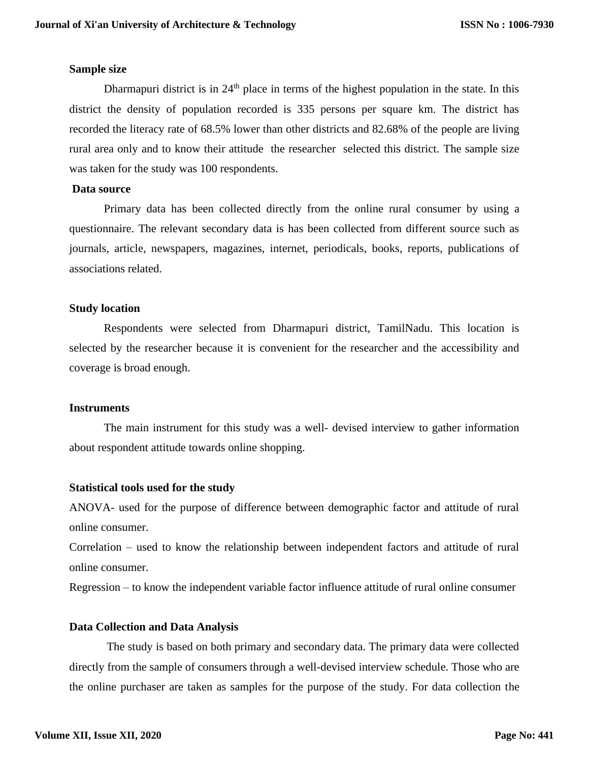**Sample size**

Dharmapuri district is in 24th place in terms of the highest population in the state. In this district the density of population recorded is 335 persons per square km. The district has recorded the literacy rate of 68.5% lower than other districts and 82.68% of the people are living rural area only and to know their attitude the researcher selected this district. The sample size was taken for the study was 100 respondents.

**Data source**

Primary data has been collected directly from the online rural consumer by using a questionnaire. The relevant secondary data is has been collected from different source such as journals, article, newspapers, magazines, internet, periodicals, books, reports, publications of associations related.

**Study location**

Respondents were selected from Dharmapuri district, TamilNadu. This location is selected by the researcher because it is convenient for the researcher and the accessibility and coverage is broad enough.

**Instruments**

The main instrument for this study was a well- devised interview to gather information about respondent attitude towards online shopping.

**Statistical tools used for the study**

ANOVA- used for the purpose of difference between demographic factor and attitude of rural online consumer.

Correlation – used to know the relationship between independent factors and attitude of rural online consumer.

Regression – to know the independent variable factor influence attitude of rural online consumer

**Data Collection and Data Analysis**

The study is based on both primary and secondary data. The primary data were collected directly from the sample of consumers through a well-devised interview schedule. Those who are the online purchaser are taken as samples for the purpose of the study. For data collection the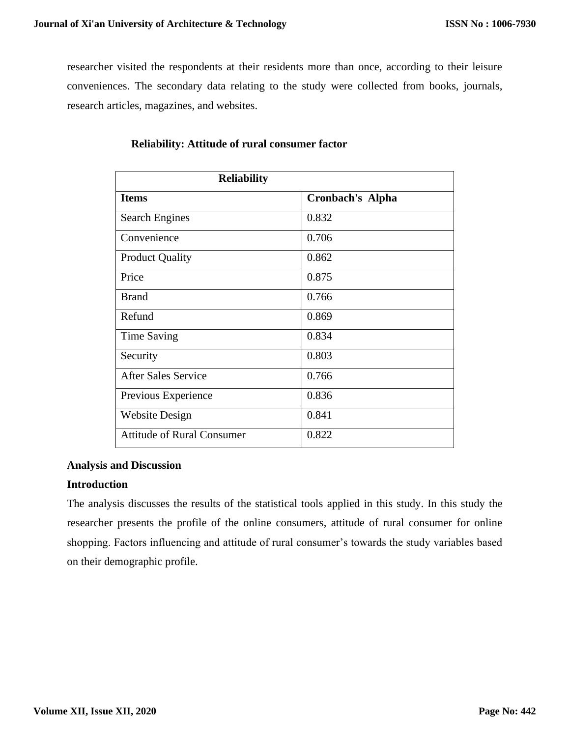researcher visited the respondents at their residents more than once, according to their leisure conveniences. The secondary data relating to the study were collected from books, journals, research articles, magazines, and websites.

**Reliability: Attitude of rural consumer factor**

| Reliability | |
|---|---|
| **Items** | **Cronbach's Alpha** |
| Search Engines | 0.832 |
| Convenience | 0.706 |
| Product Quality | 0.862 |
| Price | 0.875 |
| Brand | 0.766 |
| Refund | 0.869 |
| Time Saving | 0.834 |
| Security | 0.803 |
| After Sales Service | 0.766 |
| Previous Experience | 0.836 |
| Website Design | 0.841 |
| Attitude of Rural Consumer | 0.822 |

## Analysis and Discussion

### Introduction

The analysis discusses the results of the statistical tools applied in this study. In this study the researcher presents the profile of the online consumers, attitude of rural consumer for online shopping. Factors influencing and attitude of rural consumer's towards the study variables based on their demographic profile.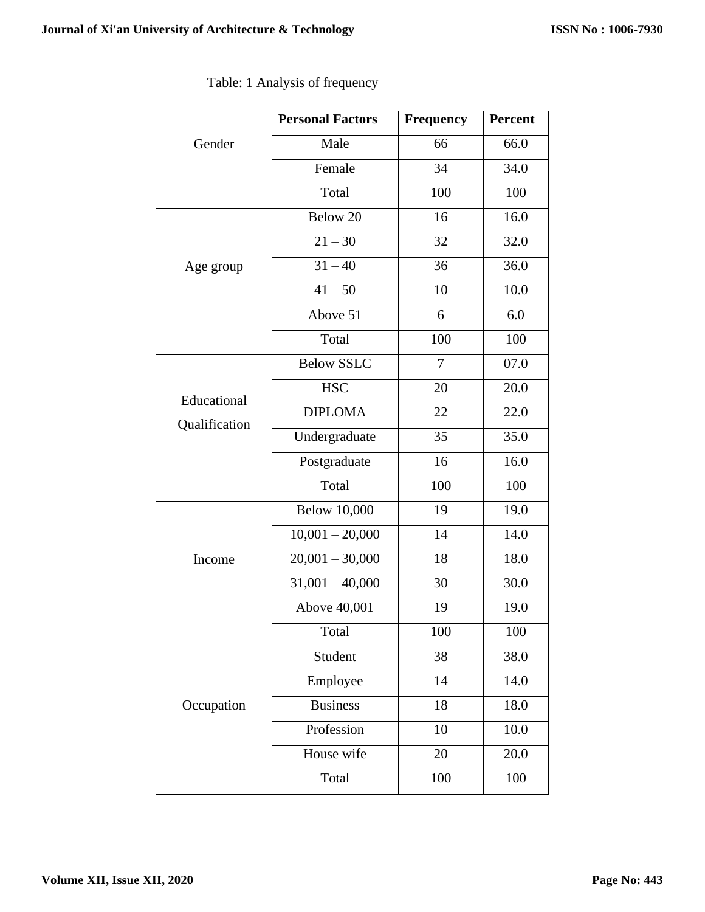Table: 1 Analysis of frequency

| | Personal Factors | Frequency | Percent |
|---|---|---|---|
| Gender | Male | 66 | 66.0 |
| | Female | 34 | 34.0 |
| | Total | 100 | 100 |
| Age group | Below 20 | 16 | 16.0 |
| | 21 – 30 | 32 | 32.0 |
| | 31 – 40 | 36 | 36.0 |
| | 41 – 50 | 10 | 10.0 |
| | Above 51 | 6 | 6.0 |
| | Total | 100 | 100 |
| Educational Qualification | Below SSLC | 7 | 07.0 |
| | HSC | 20 | 20.0 |
| | DIPLOMA | 22 | 22.0 |
| | Undergraduate | 35 | 35.0 |
| | Postgraduate | 16 | 16.0 |
| | Total | 100 | 100 |
| Income | Below 10,000 | 19 | 19.0 |
| | 10,001 – 20,000 | 14 | 14.0 |
| | 20,001 – 30,000 | 18 | 18.0 |
| | 31,001 – 40,000 | 30 | 30.0 |
| | Above 40,001 | 19 | 19.0 |
| | Total | 100 | 100 |
| Occupation | Student | 38 | 38.0 |
| | Employee | 14 | 14.0 |
| | Business | 18 | 18.0 |
| | Profession | 10 | 10.0 |
| | House wife | 20 | 20.0 |
| | Total | 100 | 100 |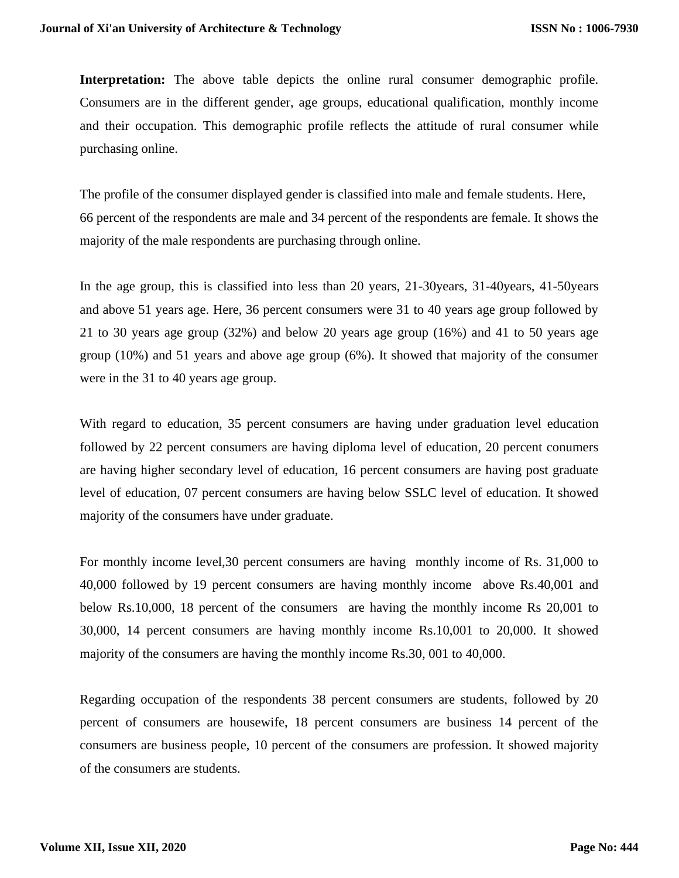**Interpretation:** The above table depicts the online rural consumer demographic profile. Consumers are in the different gender, age groups, educational qualification, monthly income and their occupation. This demographic profile reflects the attitude of rural consumer while purchasing online.

The profile of the consumer displayed gender is classified into male and female students. Here, 66 percent of the respondents are male and 34 percent of the respondents are female. It shows the majority of the male respondents are purchasing through online.

In the age group, this is classified into less than 20 years, 21-30years, 31-40years, 41-50years and above 51 years age. Here, 36 percent consumers were 31 to 40 years age group followed by 21 to 30 years age group (32%) and below 20 years age group (16%) and 41 to 50 years age group (10%) and 51 years and above age group (6%). It showed that majority of the consumer were in the 31 to 40 years age group.

With regard to education, 35 percent consumers are having under graduation level education followed by 22 percent consumers are having diploma level of education, 20 percent conumers are having higher secondary level of education, 16 percent consumers are having post graduate level of education, 07 percent consumers are having below SSLC level of education. It showed majority of the consumers have under graduate.

For monthly income level,30 percent consumers are having monthly income of Rs. 31,000 to 40,000 followed by 19 percent consumers are having monthly income above Rs.40,001 and below Rs.10,000, 18 percent of the consumers are having the monthly income Rs 20,001 to 30,000, 14 percent consumers are having monthly income Rs.10,001 to 20,000. It showed majority of the consumers are having the monthly income Rs.30, 001 to 40,000.

Regarding occupation of the respondents 38 percent consumers are students, followed by 20 percent of consumers are housewife, 18 percent consumers are business 14 percent of the consumers are business people, 10 percent of the consumers are profession. It showed majority of the consumers are students.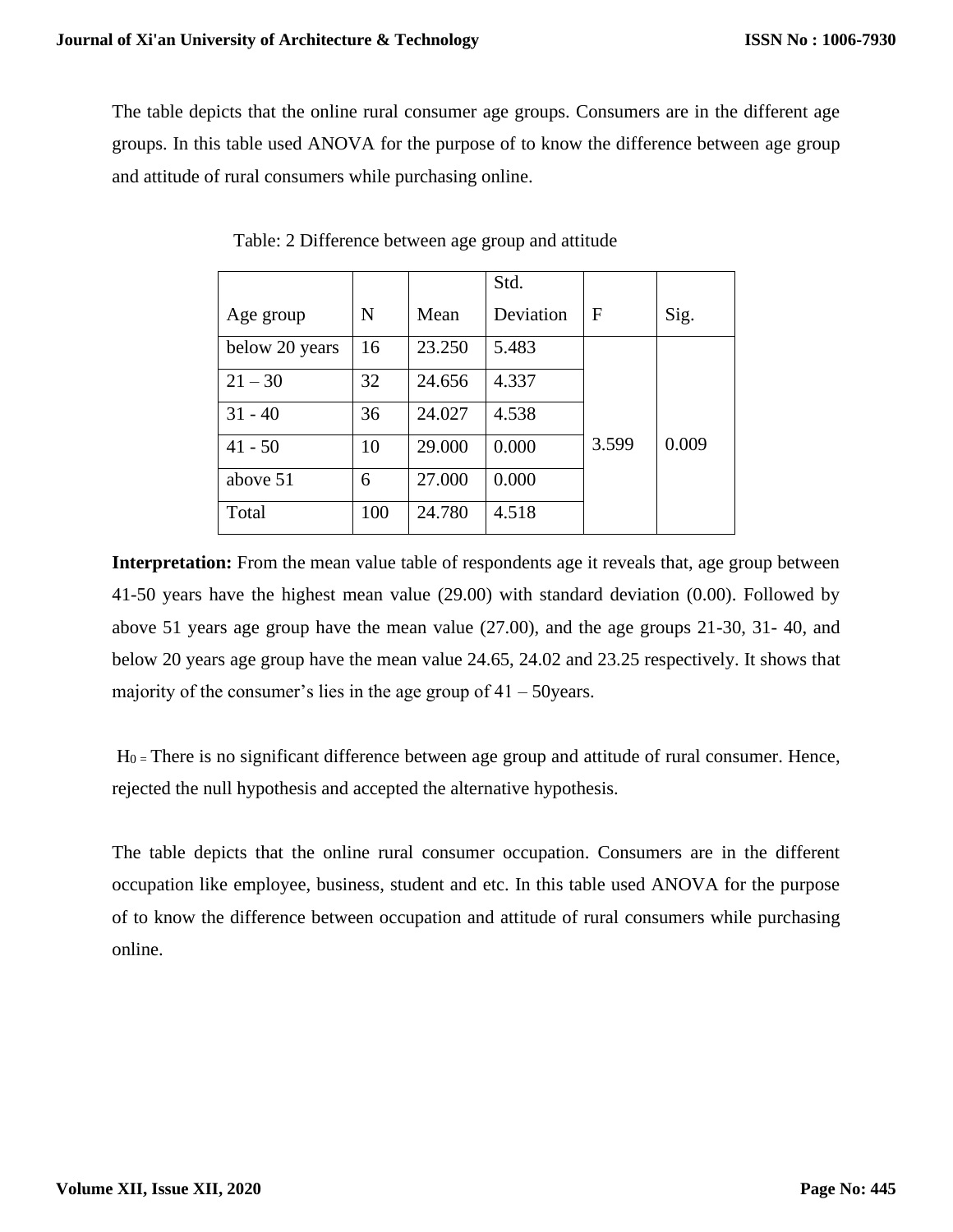The table depicts that the online rural consumer age groups. Consumers are in the different age groups. In this table used ANOVA for the purpose of to know the difference between age group and attitude of rural consumers while purchasing online.

Table: 2 Difference between age group and attitude

| Age group | N | Mean | Std. Deviation | F | Sig. |
|---|---|---|---|---|---|
| below 20 years | 16 | 23.250 | 5.483 | 3.599 | 0.009 |
| 21 – 30 | 32 | 24.656 | 4.337 | | |
| 31 - 40 | 36 | 24.027 | 4.538 | | |
| 41 - 50 | 10 | 29.000 | 0.000 | | |
| above 51 | 6 | 27.000 | 0.000 | | |
| Total | 100 | 24.780 | 4.518 | | |

**Interpretation:** From the mean value table of respondents age it reveals that, age group between 41-50 years have the highest mean value (29.00) with standard deviation (0.00). Followed by above 51 years age group have the mean value (27.00), and the age groups 21-30, 31- 40, and below 20 years age group have the mean value 24.65, 24.02 and 23.25 respectively. It shows that majority of the consumer's lies in the age group of 41 – 50years.

$H_0$ = There is no significant difference between age group and attitude of rural consumer. Hence, rejected the null hypothesis and accepted the alternative hypothesis.

The table depicts that the online rural consumer occupation. Consumers are in the different occupation like employee, business, student and etc. In this table used ANOVA for the purpose of to know the difference between occupation and attitude of rural consumers while purchasing online.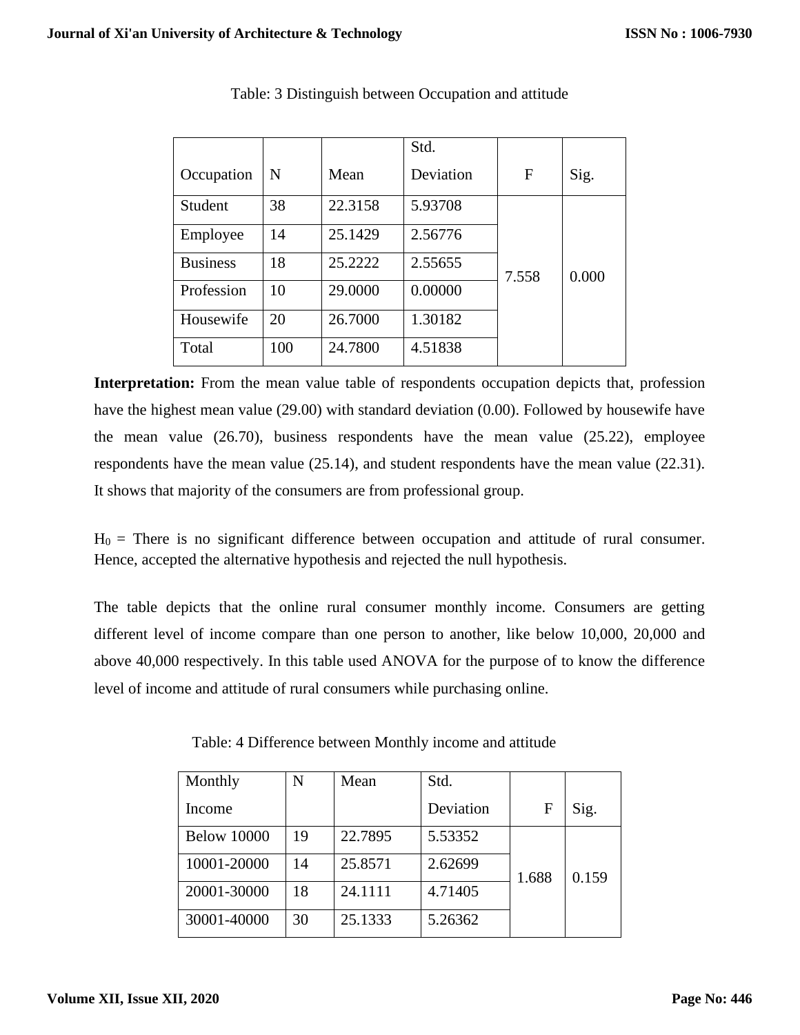Table: 3 Distinguish between Occupation and attitude

| Occupation | N | Mean | Std. Deviation | F | Sig. |
|---|---|---|---|---|---|
| Student | 38 | 22.3158 | 5.93708 | 7.558 | 0.000 |
| Employee | 14 | 25.1429 | 2.56776 | | |
| Business | 18 | 25.2222 | 2.55655 | | |
| Profession | 10 | 29.0000 | 0.00000 | | |
| Housewife | 20 | 26.7000 | 1.30182 | | |
| Total | 100 | 24.7800 | 4.51838 | | |

**Interpretation:** From the mean value table of respondents occupation depicts that, profession have the highest mean value (29.00) with standard deviation (0.00). Followed by housewife have the mean value (26.70), business respondents have the mean value (25.22), employee respondents have the mean value (25.14), and student respondents have the mean value (22.31). It shows that majority of the consumers are from professional group.

$H_0$ = There is no significant difference between occupation and attitude of rural consumer. Hence, accepted the alternative hypothesis and rejected the null hypothesis.

The table depicts that the online rural consumer monthly income. Consumers are getting different level of income compare than one person to another, like below 10,000, 20,000 and above 40,000 respectively. In this table used ANOVA for the purpose of to know the difference level of income and attitude of rural consumers while purchasing online.

Table: 4 Difference between Monthly income and attitude

| Monthly Income | N | Mean | Std. Deviation | F | Sig. |
|---|---|---|---|---|---|
| Below 10000 | 19 | 22.7895 | 5.53352 | 1.688 | 0.159 |
| 10001-20000 | 14 | 25.8571 | 2.62699 | | |
| 20001-30000 | 18 | 24.1111 | 4.71405 | | |
| 30001-40000 | 30 | 25.1333 | 5.26362 | | |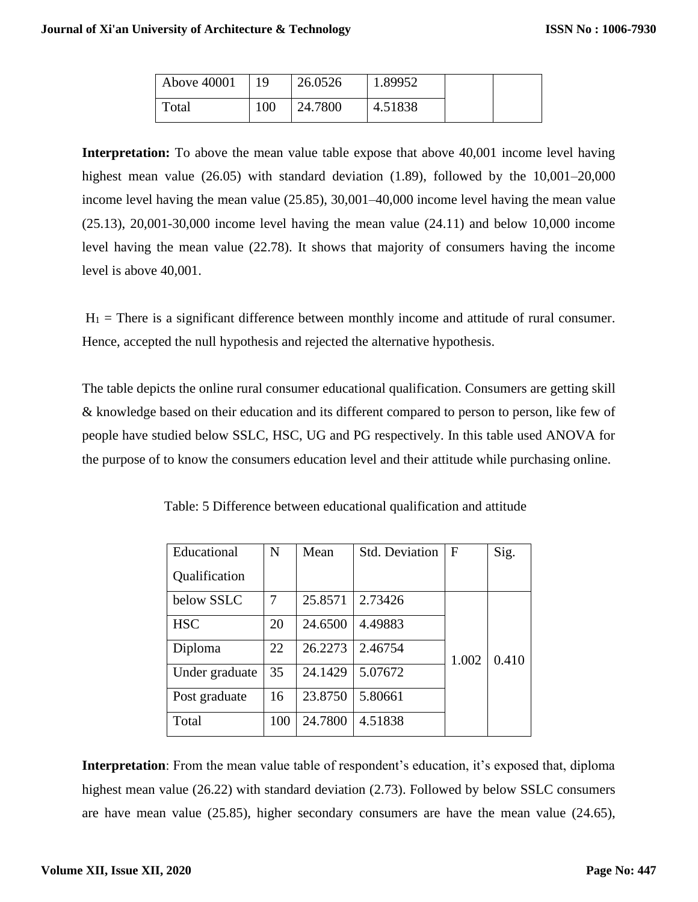| Above 40001 | 19 | 26.0526 | 1.89952 | | |
|---|---|---|---|---|---|
| Total | 100 | 24.7800 | 4.51838 | | |

**Interpretation:** To above the mean value table expose that above 40,001 income level having highest mean value (26.05) with standard deviation (1.89), followed by the 10,001–20,000 income level having the mean value (25.85), 30,001–40,000 income level having the mean value (25.13), 20,001-30,000 income level having the mean value (24.11) and below 10,000 income level having the mean value (22.78). It shows that majority of consumers having the income level is above 40,001.

$H_1$ = There is a significant difference between monthly income and attitude of rural consumer. Hence, accepted the null hypothesis and rejected the alternative hypothesis.

The table depicts the online rural consumer educational qualification. Consumers are getting skill & knowledge based on their education and its different compared to person to person, like few of people have studied below SSLC, HSC, UG and PG respectively. In this table used ANOVA for the purpose of to know the consumers education level and their attitude while purchasing online.

Table: 5 Difference between educational qualification and attitude

| Educational Qualification | N | Mean | Std. Deviation | F | Sig. |
|---|---|---|---|---|---|
| below SSLC | 7 | 25.8571 | 2.73426 | 1.002 | 0.410 |
| HSC | 20 | 24.6500 | 4.49883 | | |
| Diploma | 22 | 26.2273 | 2.46754 | | |
| Under graduate | 35 | 24.1429 | 5.07672 | | |
| Post graduate | 16 | 23.8750 | 5.80661 | | |
| Total | 100 | 24.7800 | 4.51838 | | |

**Interpretation**: From the mean value table of respondent's education, it's exposed that, diploma highest mean value (26.22) with standard deviation (2.73). Followed by below SSLC consumers are have mean value (25.85), higher secondary consumers are have the mean value (24.65),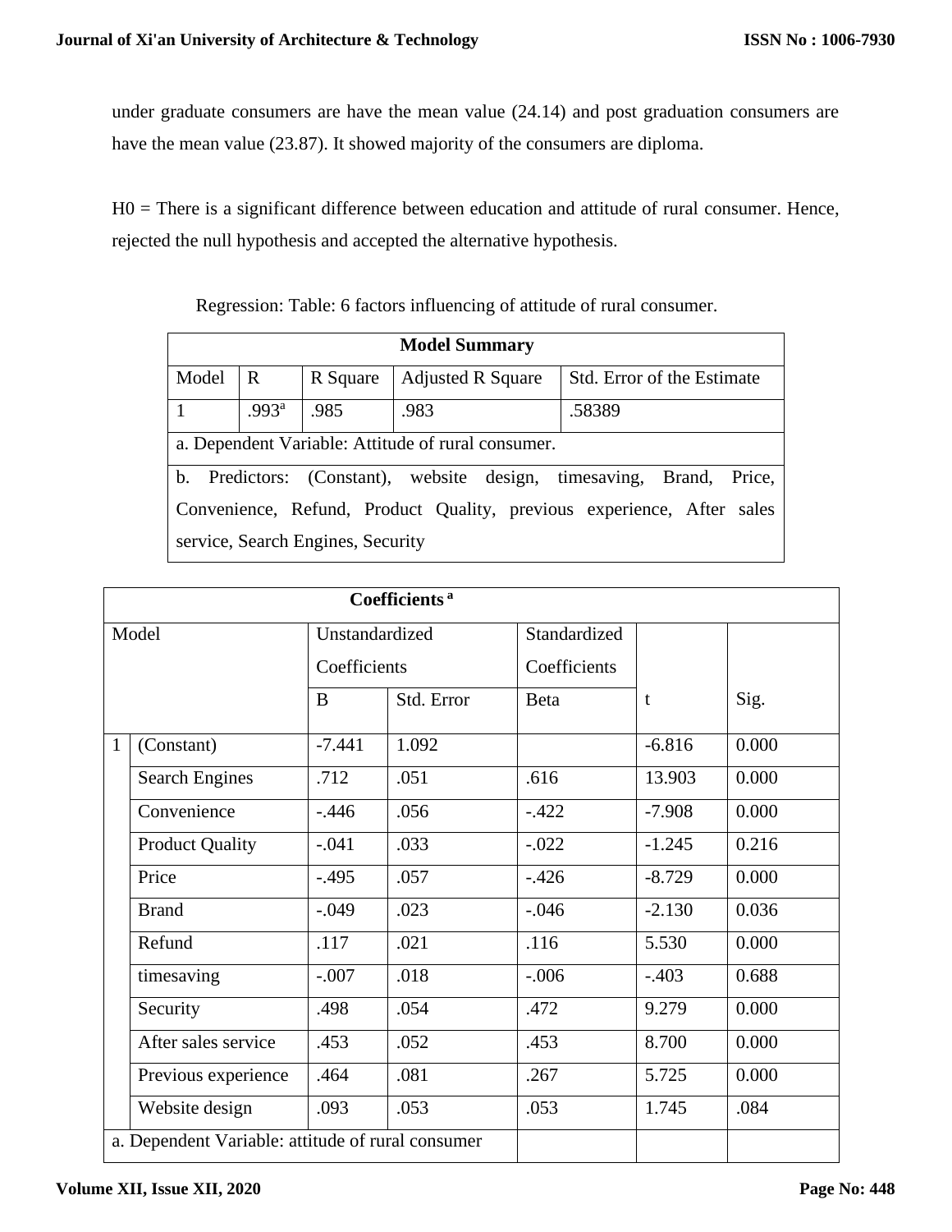under graduate consumers are have the mean value (24.14) and post graduation consumers are have the mean value (23.87). It showed majority of the consumers are diploma.

H0 = There is a significant difference between education and attitude of rural consumer. Hence, rejected the null hypothesis and accepted the alternative hypothesis.

Regression: Table: 6 factors influencing of attitude of rural consumer.

| **Model Summary** | | | | |
|---|---|---|---|---|
| Model | R | R Square | Adjusted R Square | Std. Error of the Estimate |
| 1 | .993[a] | .985 | .983 | .58389 |
| a. Dependent Variable: Attitude of rural consumer. | | | | |
| b. Predictors: (Constant), website design, timesaving, Brand, Price, Convenience, Refund, Product Quality, previous experience, After sales service, Search Engines, Security | | | | |

| **Coefficients [a]** | | | | | | |
|---|---|---|---|---|---|---|
| Model | | Unstandardized Coefficients | | Standardized Coefficients | t | Sig. |
| | | B | Std. Error | Beta | | |
| 1 | (Constant) | -7.441 | 1.092 | | -6.816 | 0.000 |
| | Search Engines | .712 | .051 | .616 | 13.903 | 0.000 |
| | Convenience | -.446 | .056 | -.422 | -7.908 | 0.000 |
| | Product Quality | -.041 | .033 | -.022 | -1.245 | 0.216 |
| | Price | -.495 | .057 | -.426 | -8.729 | 0.000 |
| | Brand | -.049 | .023 | -.046 | -2.130 | 0.036 |
| | Refund | .117 | .021 | .116 | 5.530 | 0.000 |
| | timesaving | -.007 | .018 | -.006 | -.403 | 0.688 |
| | Security | .498 | .054 | .472 | 9.279 | 0.000 |
| | After sales service | .453 | .052 | .453 | 8.700 | 0.000 |
| | Previous experience | .464 | .081 | .267 | 5.725 | 0.000 |
| | Website design | .093 | .053 | .053 | 1.745 | .084 |
| a. Dependent Variable: attitude of rural consumer | | | | | | |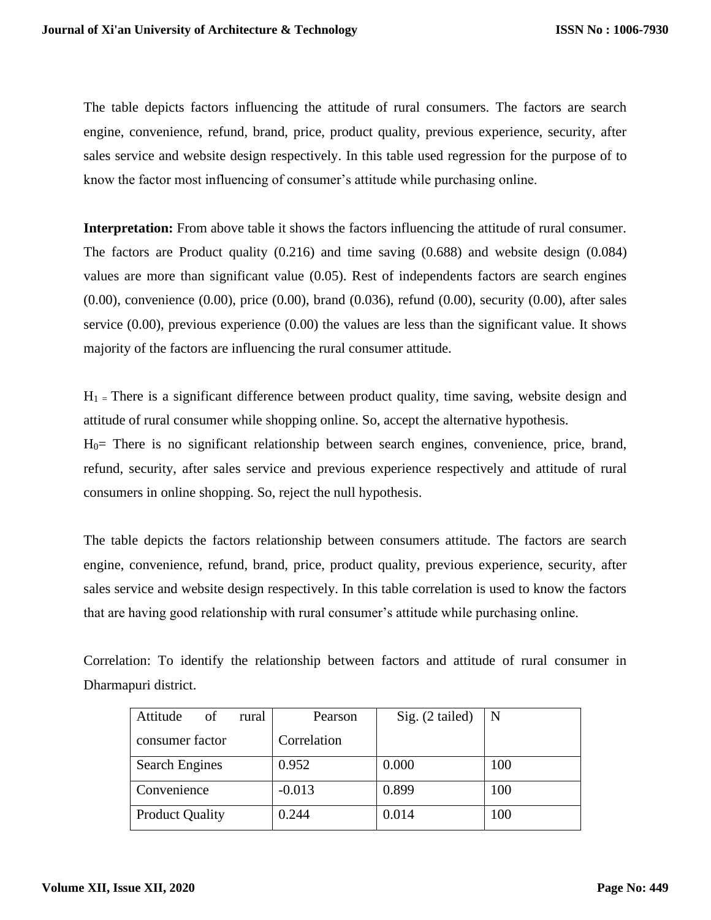The table depicts factors influencing the attitude of rural consumers. The factors are search engine, convenience, refund, brand, price, product quality, previous experience, security, after sales service and website design respectively. In this table used regression for the purpose of to know the factor most influencing of consumer's attitude while purchasing online.

**Interpretation:** From above table it shows the factors influencing the attitude of rural consumer. The factors are Product quality (0.216) and time saving (0.688) and website design (0.084) values are more than significant value (0.05). Rest of independents factors are search engines (0.00), convenience (0.00), price (0.00), brand (0.036), refund (0.00), security (0.00), after sales service (0.00), previous experience (0.00) the values are less than the significant value. It shows majority of the factors are influencing the rural consumer attitude.

$H_1$ = There is a significant difference between product quality, time saving, website design and attitude of rural consumer while shopping online. So, accept the alternative hypothesis.
$H_0$= There is no significant relationship between search engines, convenience, price, brand, refund, security, after sales service and previous experience respectively and attitude of rural consumers in online shopping. So, reject the null hypothesis.

The table depicts the factors relationship between consumers attitude. The factors are search engine, convenience, refund, brand, price, product quality, previous experience, security, after sales service and website design respectively. In this table correlation is used to know the factors that are having good relationship with rural consumer's attitude while purchasing online.

Correlation: To identify the relationship between factors and attitude of rural consumer in Dharmapuri district.

| Attitude of rural consumer factor | Pearson Correlation | Sig. (2 tailed) | N |
|---|---|---|---|
| Search Engines | 0.952 | 0.000 | 100 |
| Convenience | -0.013 | 0.899 | 100 |
| Product Quality | 0.244 | 0.014 | 100 |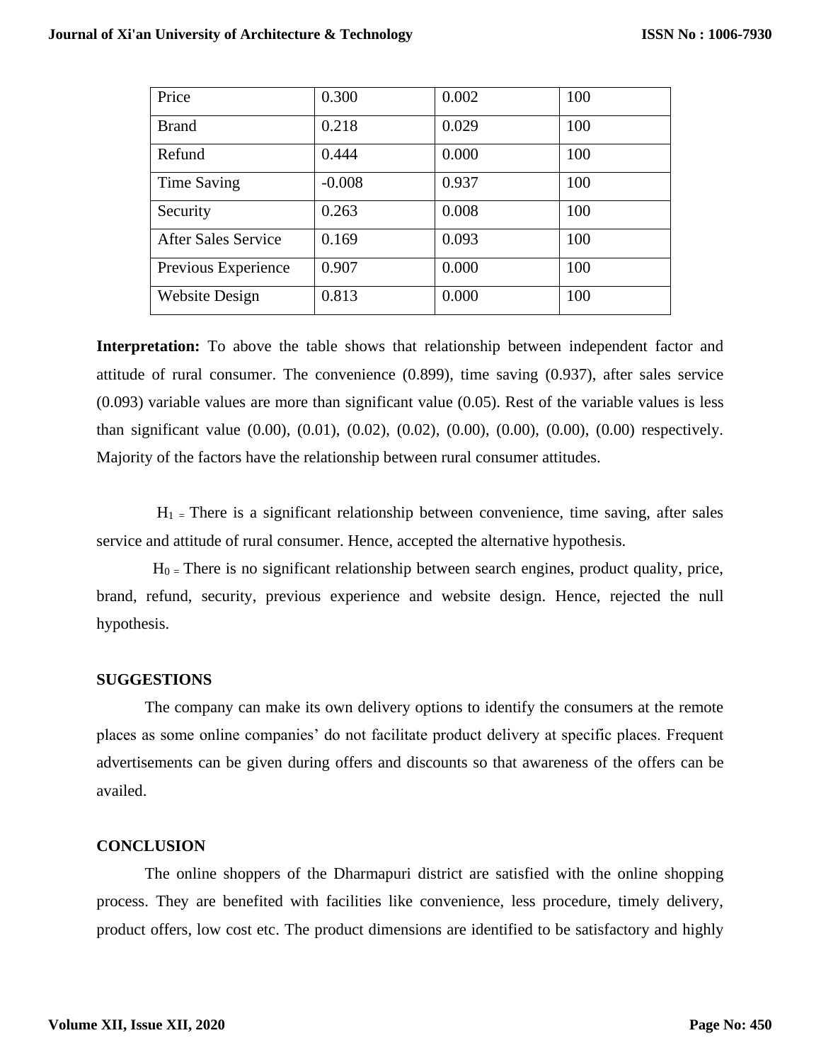| Price | 0.300 | 0.002 | 100 |
|---|---|---|---|
| Brand | 0.218 | 0.029 | 100 |
| Refund | 0.444 | 0.000 | 100 |
| Time Saving | -0.008 | 0.937 | 100 |
| Security | 0.263 | 0.008 | 100 |
| After Sales Service | 0.169 | 0.093 | 100 |
| Previous Experience | 0.907 | 0.000 | 100 |
| Website Design | 0.813 | 0.000 | 100 |

**Interpretation:** To above the table shows that relationship between independent factor and attitude of rural consumer. The convenience (0.899), time saving (0.937), after sales service (0.093) variable values are more than significant value (0.05). Rest of the variable values is less than significant value (0.00), (0.01), (0.02), (0.02), (0.00), (0.00), (0.00), (0.00) respectively. Majority of the factors have the relationship between rural consumer attitudes.

$H_1$ = There is a significant relationship between convenience, time saving, after sales service and attitude of rural consumer. Hence, accepted the alternative hypothesis.

$H_0$ = There is no significant relationship between search engines, product quality, price, brand, refund, security, previous experience and website design. Hence, rejected the null hypothesis.

## SUGGESTIONS

The company can make its own delivery options to identify the consumers at the remote places as some online companies' do not facilitate product delivery at specific places. Frequent advertisements can be given during offers and discounts so that awareness of the offers can be availed.

## CONCLUSION

The online shoppers of the Dharmapuri district are satisfied with the online shopping process. They are benefited with facilities like convenience, less procedure, timely delivery, product offers, low cost etc. The product dimensions are identified to be satisfactory and highly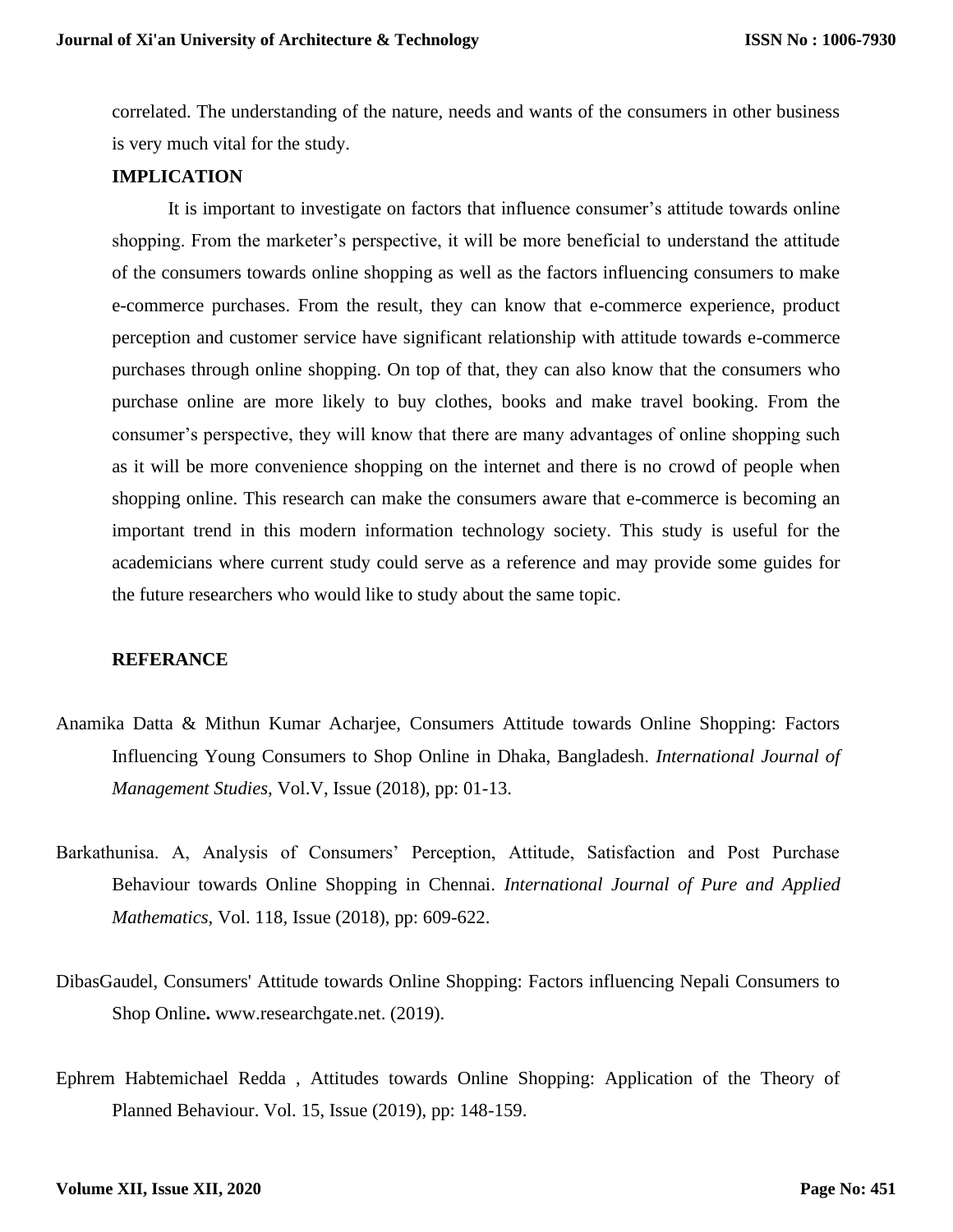correlated. The understanding of the nature, needs and wants of the consumers in other business is very much vital for the study.

**IMPLICATION**

It is important to investigate on factors that influence consumer's attitude towards online shopping. From the marketer's perspective, it will be more beneficial to understand the attitude of the consumers towards online shopping as well as the factors influencing consumers to make e-commerce purchases. From the result, they can know that e-commerce experience, product perception and customer service have significant relationship with attitude towards e-commerce purchases through online shopping. On top of that, they can also know that the consumers who purchase online are more likely to buy clothes, books and make travel booking. From the consumer's perspective, they will know that there are many advantages of online shopping such as it will be more convenience shopping on the internet and there is no crowd of people when shopping online. This research can make the consumers aware that e-commerce is becoming an important trend in this modern information technology society. This study is useful for the academicians where current study could serve as a reference and may provide some guides for the future researchers who would like to study about the same topic.

**REFERANCE**

Anamika Datta & Mithun Kumar Acharjee, Consumers Attitude towards Online Shopping: Factors Influencing Young Consumers to Shop Online in Dhaka, Bangladesh. *International Journal of Management Studies,* Vol.V, Issue (2018), pp: 01-13.

Barkathunisa. A, Analysis of Consumers' Perception, Attitude, Satisfaction and Post Purchase Behaviour towards Online Shopping in Chennai. *International Journal of Pure and Applied Mathematics,* Vol. 118, Issue (2018), pp: 609-622.

DibasGaudel, Consumers' Attitude towards Online Shopping: Factors influencing Nepali Consumers to Shop Online**.** www.researchgate.net. (2019).

Ephrem Habtemichael Redda , Attitudes towards Online Shopping: Application of the Theory of Planned Behaviour. Vol. 15, Issue (2019), pp: 148-159.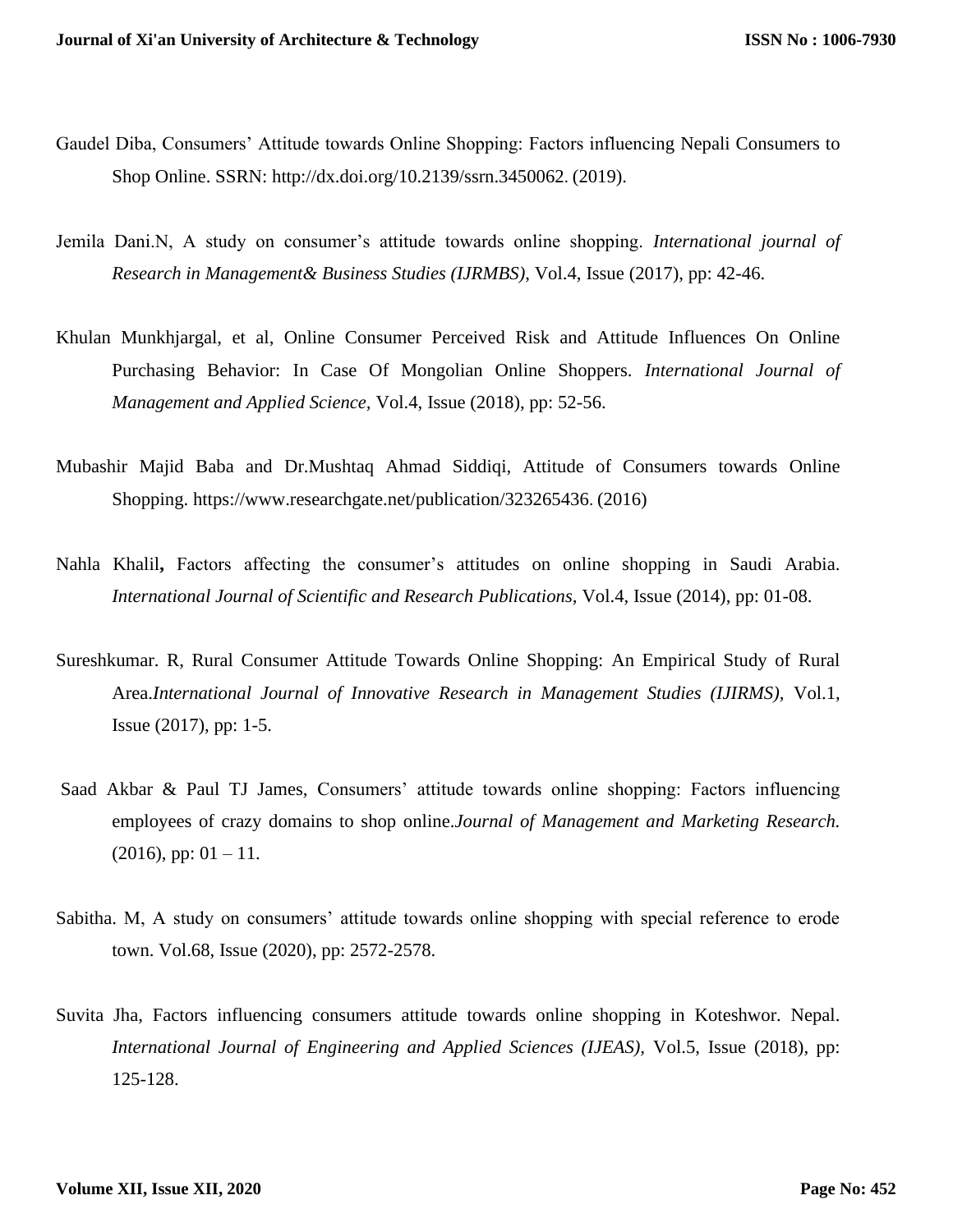Gaudel Diba, Consumers' Attitude towards Online Shopping: Factors influencing Nepali Consumers to Shop Online. SSRN: http://dx.doi.org/10.2139/ssrn.3450062. (2019).

Jemila Dani.N, A study on consumer's attitude towards online shopping. *International journal of Research in Management& Business Studies (IJRMBS)*, Vol.4, Issue (2017), pp: 42-46.

Khulan Munkhjargal, et al, Online Consumer Perceived Risk and Attitude Influences On Online Purchasing Behavior: In Case Of Mongolian Online Shoppers. *International Journal of Management and Applied Science,* Vol.4, Issue (2018), pp: 52-56.

Mubashir Majid Baba and Dr.Mushtaq Ahmad Siddiqi, Attitude of Consumers towards Online Shopping. https://www.researchgate.net/publication/323265436. (2016)

Nahla Khalil**,** Factors affecting the consumer's attitudes on online shopping in Saudi Arabia. *International Journal of Scientific and Research Publications,* Vol.4, Issue (2014), pp: 01-08.

Sureshkumar. R, Rural Consumer Attitude Towards Online Shopping: An Empirical Study of Rural Area.*International Journal of Innovative Research in Management Studies (IJIRMS),* Vol.1, Issue (2017), pp: 1-5.

Saad Akbar & Paul TJ James, Consumers' attitude towards online shopping: Factors influencing employees of crazy domains to shop online.*Journal of Management and Marketing Research.* (2016), pp: 01 – 11.

Sabitha. M, A study on consumers' attitude towards online shopping with special reference to erode town. Vol.68, Issue (2020), pp: 2572-2578.

Suvita Jha, Factors influencing consumers attitude towards online shopping in Koteshwor. Nepal. *International Journal of Engineering and Applied Sciences (IJEAS),* Vol.5, Issue (2018), pp: 125-128.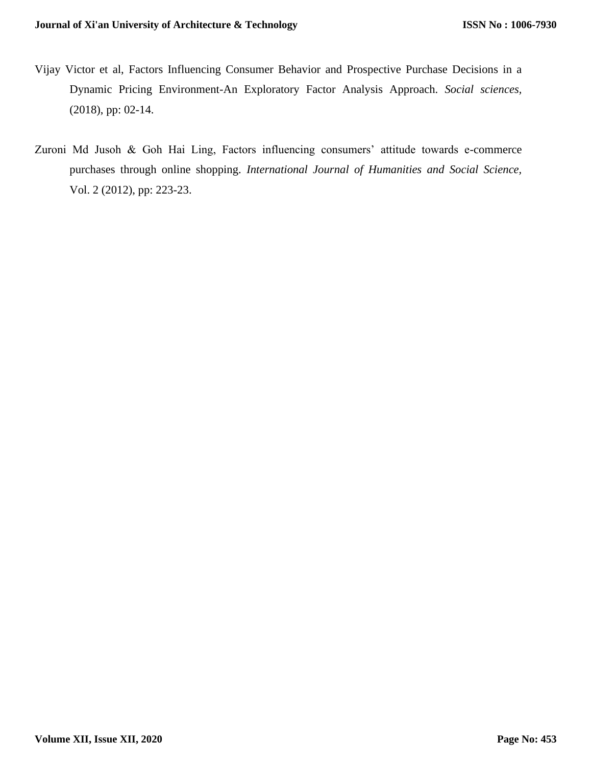Vijay Victor et al, Factors Influencing Consumer Behavior and Prospective Purchase Decisions in a Dynamic Pricing Environment-An Exploratory Factor Analysis Approach. *Social sciences,* (2018), pp: 02-14.

Zuroni Md Jusoh & Goh Hai Ling, Factors influencing consumers' attitude towards e-commerce purchases through online shopping. *International Journal of Humanities and Social Science,* Vol. 2 (2012), pp: 223-23.